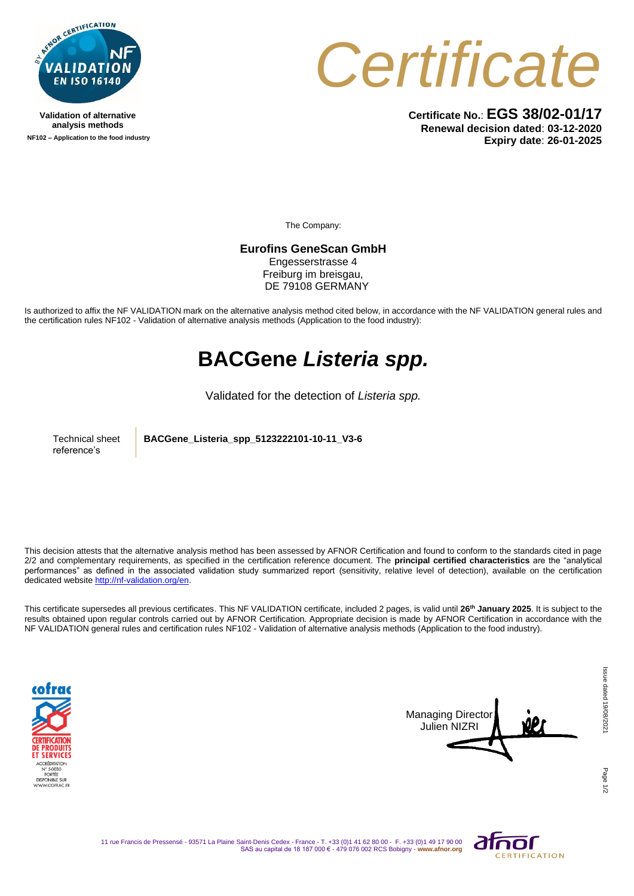Validation of alternative analysis methods

NF102 – Application to the food industry

# Certificate

**Certificate No.**: **EGS 38/02-01/17**

**Renewal decision dated**: **03-12-2020**

**Expiry date**: **26-01-2025**

The Company:

**Eurofins GeneScan GmbH**
Engesserstrasse 4
Freiburg im breisgau,
DE 79108 GERMANY

Is authorized to affix the NF VALIDATION mark on the alternative analysis method cited below, in accordance with the NF VALIDATION general rules and the certification rules NF102 - Validation of alternative analysis methods (Application to the food industry):

## BACGene *Listeria spp.*

Validated for the detection of *Listeria spp.*

| Technical sheet reference's | **BACGene_Listeria_spp_5123222101-10-11_V3-6** |
|---|---|

This decision attests that the alternative analysis method has been assessed by AFNOR Certification and found to conform to the standards cited in page 2/2 and complementary requirements, as specified in the certification reference document. The **principal certified characteristics** are the "analytical performances" as defined in the associated validation study summarized report (sensitivity, relative level of detection), available on the certification dedicated website http://nf-validation.org/en.

This certificate supersedes all previous certificates. This NF VALIDATION certificate, included 2 pages, is valid until **26th January 2025**. It is subject to the results obtained upon regular controls carried out by AFNOR Certification. Appropriate decision is made by AFNOR Certification in accordance with the NF VALIDATION general rules and certification rules NF102 - Validation of alternative analysis methods (Application to the food industry).

Managing Director
Julien NIZRI

Issue dated 19/08/2021

11 rue Francis de Pressensé - 93571 La Plaine Saint-Denis Cedex - France - T. +33 (0)1 41 62 80 00 - F. +33 (0)1 49 17 90 00
SAS au capital de 18 187 000 € - 479 076 002 RCS Bobigny - www.afnor.org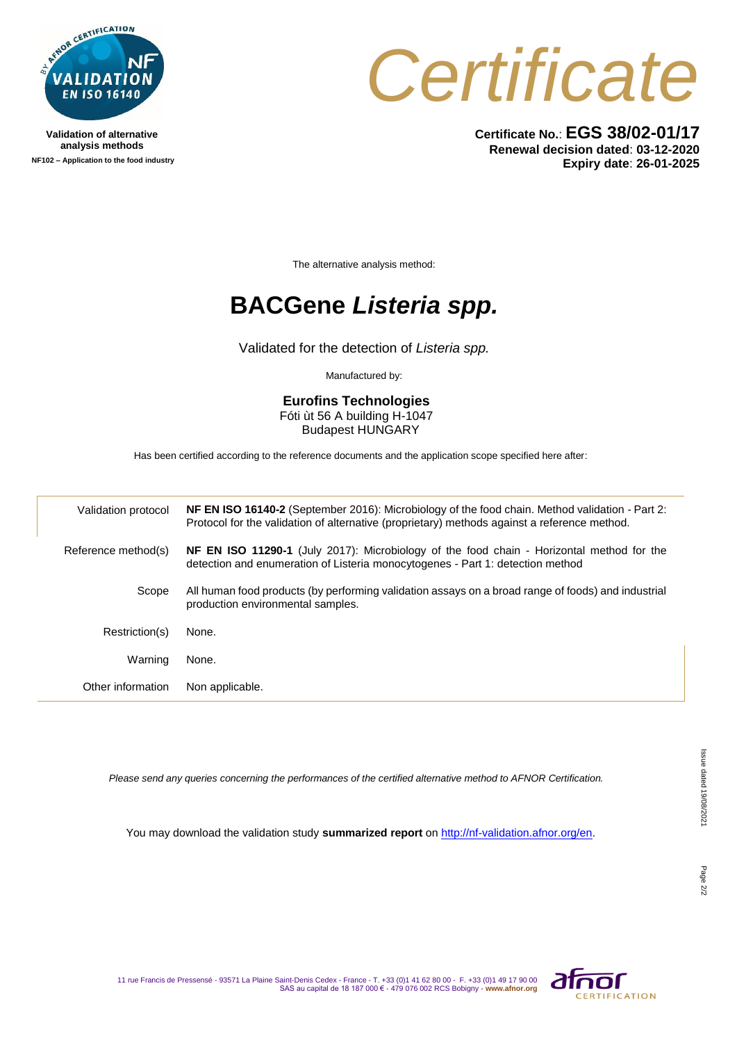Validation of alternative analysis methods

NF102 – Application to the food industry

# Certificate

**Certificate No.**: **EGS 38/02-01/17**
**Renewal decision dated**: **03-12-2020**
**Expiry date**: **26-01-2025**

The alternative analysis method:

## BACGene *Listeria spp.*

Validated for the detection of *Listeria spp.*

Manufactured by:

**Eurofins Technologies**
Fóti ùt 56 A building H-1047
Budapest HUNGARY

Has been certified according to the reference documents and the application scope specified here after:

| | |
|---|---|
| Validation protocol | **NF EN ISO 16140-2** (September 2016): Microbiology of the food chain. Method validation - Part 2: Protocol for the validation of alternative (proprietary) methods against a reference method. |
| Reference method(s) | **NF EN ISO 11290-1** (July 2017): Microbiology of the food chain - Horizontal method for the detection and enumeration of Listeria monocytogenes - Part 1: detection method |
| Scope | All human food products (by performing validation assays on a broad range of foods) and industrial production environmental samples. |
| Restriction(s) | None. |
| Warning | None. |
| Other information | Non applicable. |

*Please send any queries concerning the performances of the certified alternative method to AFNOR Certification.*

You may download the validation study **summarized report** on http://nf-validation.afnor.org/en.

Issue dated 19/08/2021

11 rue Francis de Pressensé - 93571 La Plaine Saint-Denis Cedex - France - T. +33 (0)1 41 62 80 00 - F. +33 (0)1 49 17 90 00
SAS au capital de 18 187 000 € - 479 076 002 RCS Bobigny - **www.afnor.org**